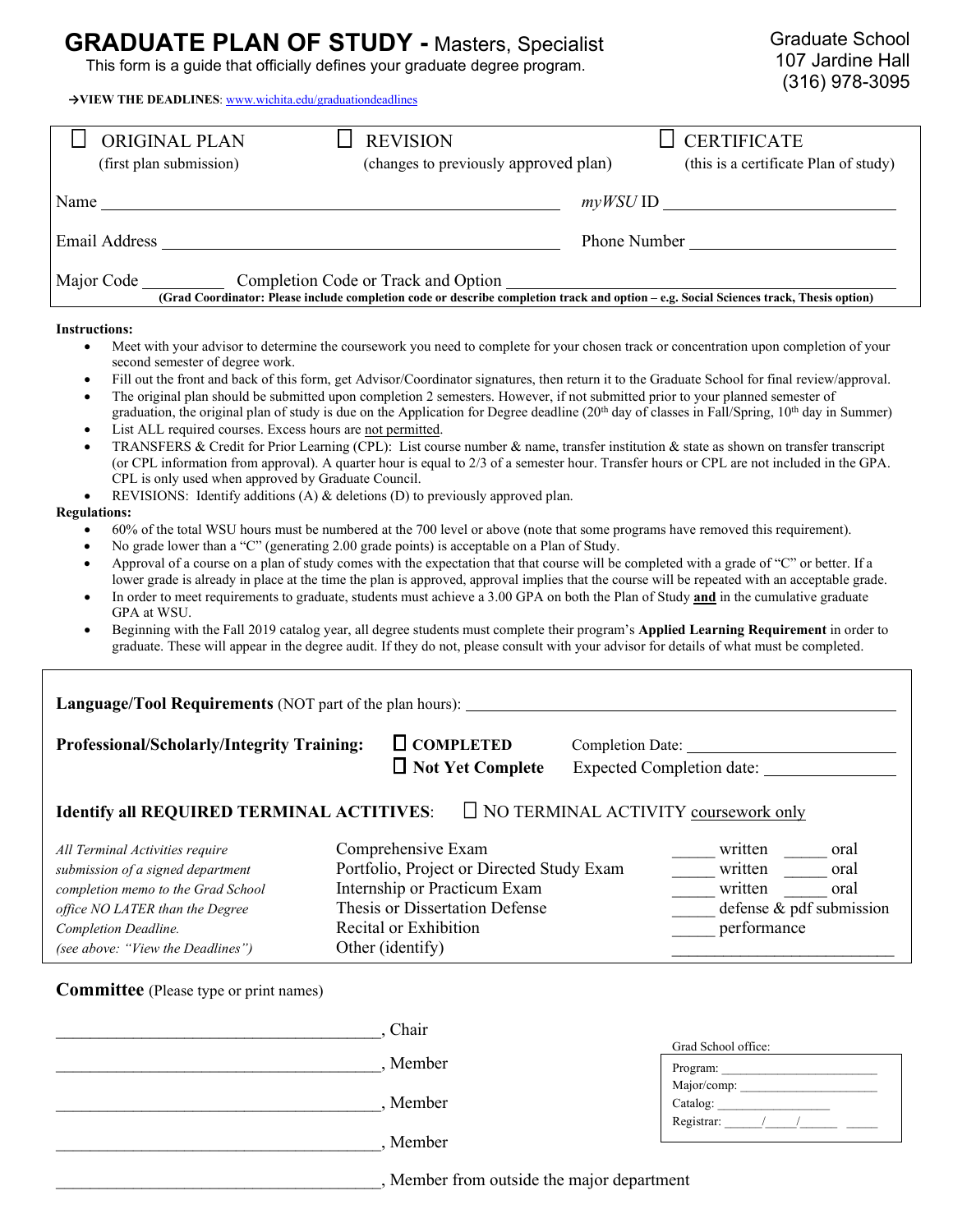# GRADUATE PLAN OF STUDY - Masters, Specialist

This form is a guide that officially defines your graduate degree program.

Graduate School
107 Jardine Hall
(316) 978-3095

→**VIEW THE DEADLINES**: www.wichita.edu/graduationdeadlines

☐ ORIGINAL PLAN (first plan submission) ☐ REVISION (changes to previously approved plan) ☐ CERTIFICATE (this is a certificate Plan of study)

Name ______________________________ *myWSU* ID ______________________

Email Address ______________________________ Phone Number ______________________

Major Code __________ Completion Code or Track and Option ______________________________

**(Grad Coordinator: Please include completion code or describe completion track and option – e.g. Social Sciences track, Thesis option)**

**Instructions:**

- Meet with your advisor to determine the coursework you need to complete for your chosen track or concentration upon completion of your second semester of degree work.
- Fill out the front and back of this form, get Advisor/Coordinator signatures, then return it to the Graduate School for final review/approval.
- The original plan should be submitted upon completion 2 semesters. However, if not submitted prior to your planned semester of graduation, the original plan of study is due on the Application for Degree deadline (20th day of classes in Fall/Spring, 10th day in Summer)
- List ALL required courses. Excess hours are not permitted.
- TRANSFERS & Credit for Prior Learning (CPL): List course number & name, transfer institution & state as shown on transfer transcript (or CPL information from approval). A quarter hour is equal to 2/3 of a semester hour. Transfer hours or CPL are not included in the GPA. CPL is only used when approved by Graduate Council.
- REVISIONS: Identify additions (A) & deletions (D) to previously approved plan.

**Regulations:**

- 60% of the total WSU hours must be numbered at the 700 level or above (note that some programs have removed this requirement).
- No grade lower than a "C" (generating 2.00 grade points) is acceptable on a Plan of Study.
- Approval of a course on a plan of study comes with the expectation that that course will be completed with a grade of "C" or better. If a lower grade is already in place at the time the plan is approved, approval implies that the course will be repeated with an acceptable grade.
- In order to meet requirements to graduate, students must achieve a 3.00 GPA on both the Plan of Study **and** in the cumulative graduate GPA at WSU.
- Beginning with the Fall 2019 catalog year, all degree students must complete their program's **Applied Learning Requirement** in order to graduate. These will appear in the degree audit. If they do not, please consult with your advisor for details of what must be completed.

**Language/Tool Requirements** (NOT part of the plan hours): ______________________________

**Professional/Scholarly/Integrity Training:** ☐ **COMPLETED** Completion Date: ______________ ☐ **Not Yet Complete** Expected Completion date: ______________

**Identify all REQUIRED TERMINAL ACTITIVES**: ☐ NO TERMINAL ACTIVITY coursework only

*All Terminal Activities require submission of a signed department completion memo to the Grad School office NO LATER than the Degree Completion Deadline. (see above: "View the Deadlines")*

| Activity | |
|---|---|
| Comprehensive Exam | _____ written _____ oral |
| Portfolio, Project or Directed Study Exam | _____ written _____ oral |
| Internship or Practicum Exam | _____ written _____ oral |
| Thesis or Dissertation Defense | _____ defense & pdf submission |
| Recital or Exhibition | _____ performance |
| Other (identify) | ______________________ |

**Committee** (Please type or print names)

______________________________, Chair

______________________________, Member

______________________________, Member

______________________________, Member

______________________________, Member from outside the major department

Grad School office:

Program: ____________________
Major/comp: __________________
Catalog: ______________
Registrar: _____/_____/_____ _____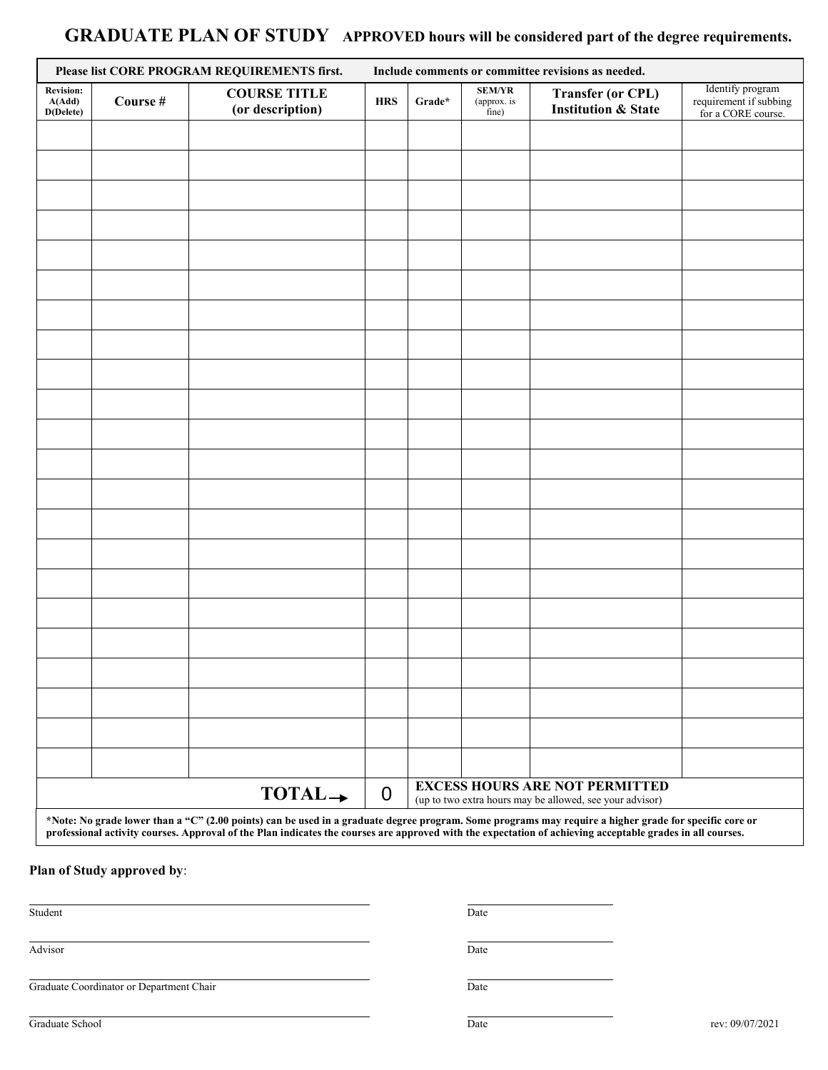# GRADUATE PLAN OF STUDY **APPROVED hours will be considered part of the degree requirements.**

**Please list CORE PROGRAM REQUIREMENTS first.** **Include comments or committee revisions as needed.**

| Revision: A(Add) D(Delete) | Course # | COURSE TITLE (or description) | HRS | Grade* | SEM/YR (approx. is fine) | Transfer (or CPL) Institution & State | Identify program requirement if subbing for a CORE course. |
|---|---|---|---|---|---|---|---|
| | | | | | | | |
| | | | | | | | |
| | | | | | | | |
| | | | | | | | |
| | | | | | | | |
| | | | | | | | |
| | | | | | | | |
| | | | | | | | |
| | | | | | | | |
| | | | | | | | |
| | | | | | | | |
| | | | | | | | |
| | | | | | | | |
| | | | | | | | |
| | | | | | | | |
| | | | | | | | |
| | | | | | | | |
| | | | | | | | |
| | | | | | | | |
| | | | | | | | |
| | | | | | | | |
| | | | | | | | |
| | | **TOTAL →** | 0 | **EXCESS HOURS ARE NOT PERMITTED** (up to two extra hours may be allowed, see your advisor) | | | |

***Note: No grade lower than a "C" (2.00 points) can be used in a graduate degree program. Some programs may require a higher grade for specific core or professional activity courses. Approval of the Plan indicates the courses are approved with the expectation of achieving acceptable grades in all courses.**

**Plan of Study approved by**:

Student ______________________ Date __________

Advisor ______________________ Date __________

Graduate Coordinator or Department Chair ______________________ Date __________

Graduate School ______________________ Date __________

rev: 09/07/2021